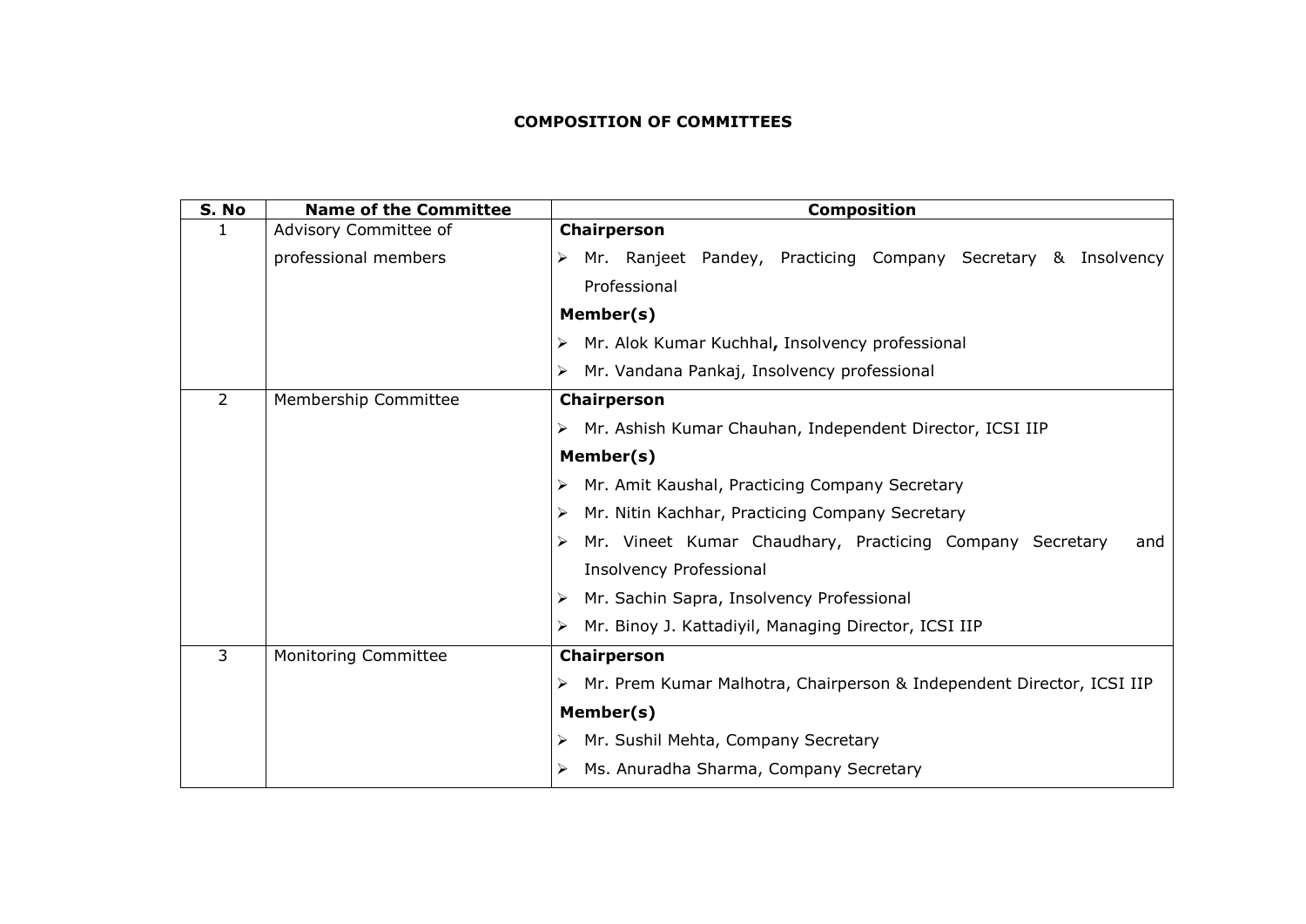**COMPOSITION OF COMMITTEES**

| S. No | Name of the Committee | Composition |
|---|---|---|
| 1 | Advisory Committee of professional members | **Chairperson**<br>➢ Mr. Ranjeet Pandey, Practicing Company Secretary & Insolvency Professional<br>**Member(s)**<br>➢ Mr. Alok Kumar Kuchhal**,** Insolvency professional<br>➢ Mr. Vandana Pankaj, Insolvency professional |
| 2 | Membership Committee | **Chairperson**<br>➢ Mr. Ashish Kumar Chauhan, Independent Director, ICSI IIP<br>**Member(s)**<br>➢ Mr. Amit Kaushal, Practicing Company Secretary<br>➢ Mr. Nitin Kachhar, Practicing Company Secretary<br>➢ Mr. Vineet Kumar Chaudhary, Practicing Company Secretary and Insolvency Professional<br>➢ Mr. Sachin Sapra, Insolvency Professional<br>➢ Mr. Binoy J. Kattadiyil, Managing Director, ICSI IIP |
| 3 | Monitoring Committee | **Chairperson**<br>➢ Mr. Prem Kumar Malhotra, Chairperson & Independent Director, ICSI IIP<br>**Member(s)**<br>➢ Mr. Sushil Mehta, Company Secretary<br>➢ Ms. Anuradha Sharma, Company Secretary |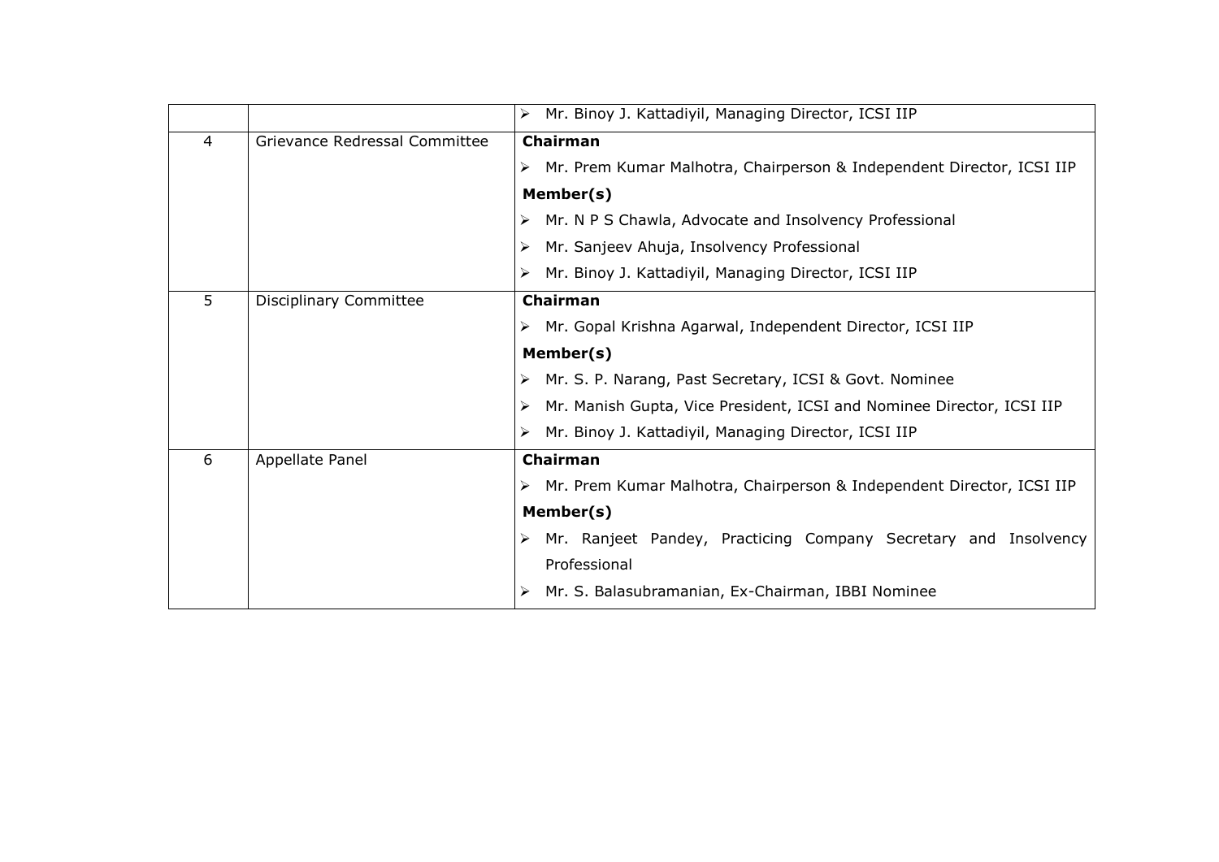|  |  | ➢ Mr. Binoy J. Kattadiyil, Managing Director, ICSI IIP |
|---|---|---|
| 4 | Grievance Redressal Committee | **Chairman**<br>➢ Mr. Prem Kumar Malhotra, Chairperson & Independent Director, ICSI IIP<br>**Member(s)**<br>➢ Mr. N P S Chawla, Advocate and Insolvency Professional<br>➢ Mr. Sanjeev Ahuja, Insolvency Professional<br>➢ Mr. Binoy J. Kattadiyil, Managing Director, ICSI IIP |
| 5 | Disciplinary Committee | **Chairman**<br>➢ Mr. Gopal Krishna Agarwal, Independent Director, ICSI IIP<br>**Member(s)**<br>➢ Mr. S. P. Narang, Past Secretary, ICSI & Govt. Nominee<br>➢ Mr. Manish Gupta, Vice President, ICSI and Nominee Director, ICSI IIP<br>➢ Mr. Binoy J. Kattadiyil, Managing Director, ICSI IIP |
| 6 | Appellate Panel | **Chairman**<br>➢ Mr. Prem Kumar Malhotra, Chairperson & Independent Director, ICSI IIP<br>**Member(s)**<br>➢ Mr. Ranjeet Pandey, Practicing Company Secretary and Insolvency Professional<br>➢ Mr. S. Balasubramanian, Ex-Chairman, IBBI Nominee |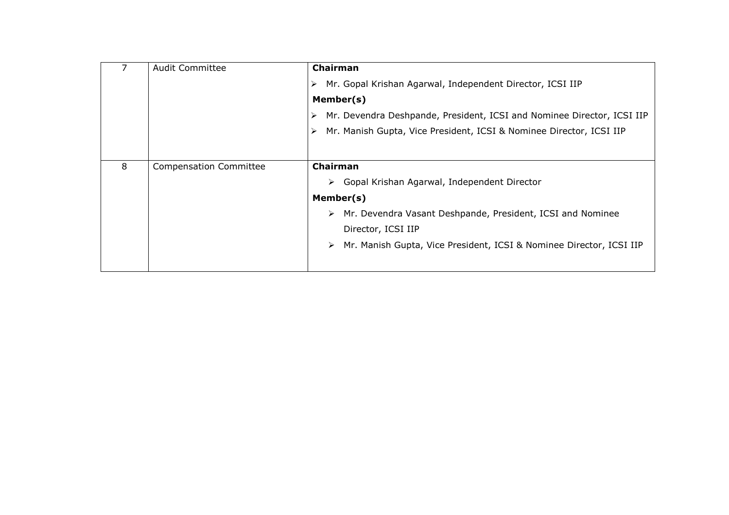| | | |
|---|---|---|
| 7 | Audit Committee | **Chairman**<br>➢ Mr. Gopal Krishan Agarwal, Independent Director, ICSI IIP<br>**Member(s)**<br>➢ Mr. Devendra Deshpande, President, ICSI and Nominee Director, ICSI IIP<br>➢ Mr. Manish Gupta, Vice President, ICSI & Nominee Director, ICSI IIP |
| 8 | Compensation Committee | **Chairman**<br>➢ Gopal Krishan Agarwal, Independent Director<br>**Member(s)**<br>➢ Mr. Devendra Vasant Deshpande, President, ICSI and Nominee Director, ICSI IIP<br>➢ Mr. Manish Gupta, Vice President, ICSI & Nominee Director, ICSI IIP |